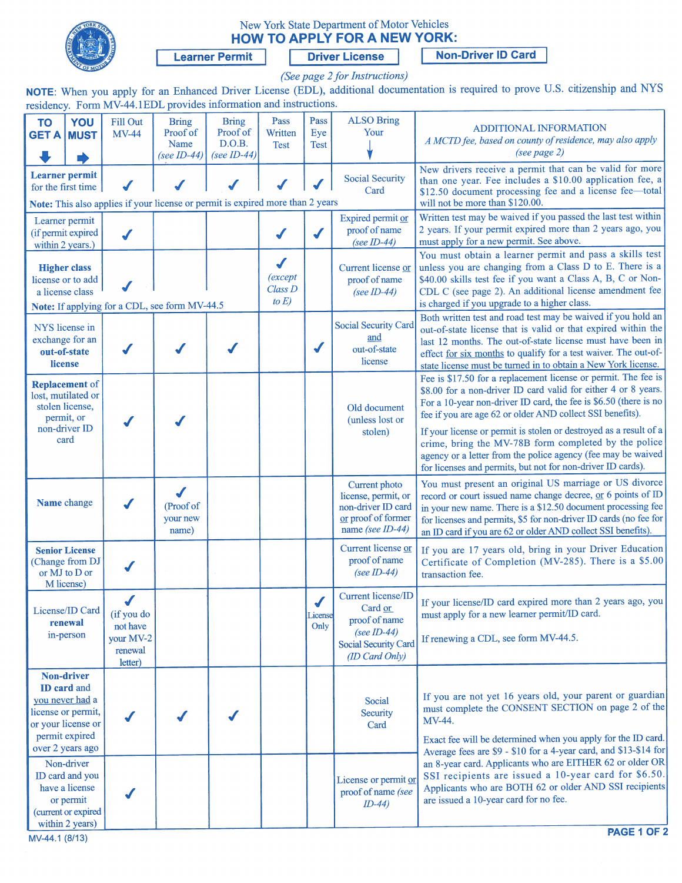New York State Department of Motor Vehicles

# HOW TO APPLY FOR A NEW YORK:

**Learner Permit** | **Driver License** | **Non-Driver ID Card**

*(See page 2 for Instructions)*

**NOTE**: When you apply for an Enhanced Driver License (EDL), additional documentation is required to prove U.S. citizenship and NYS residency. Form MV-44.1EDL provides information and instructions.

| TO GET A ⬇ / YOU MUST ➡ | Fill Out MV-44 | Bring Proof of Name *(see ID-44)* | Bring Proof of D.O.B. *(see ID-44)* | Pass Written Test | Pass Eye Test | ALSO Bring Your | ADDITIONAL INFORMATION *A MCTD fee, based on county of residence, may also apply (see page 2)* |
|---|---|---|---|---|---|---|---|
| **Learner permit** for the first time<br>**Note:** This also applies if your license or permit is expired more than 2 years | ✓ | ✓ | ✓ | ✓ | ✓ | Social Security Card | New drivers receive a permit that can be valid for more than one year. Fee includes a $10.00 application fee, a $12.50 document processing fee and a license fee—total will not be more than $120.00. |
| Learner permit (if permit expired within 2 years.) | ✓ | | | ✓ | ✓ | Expired permit or proof of name *(see ID-44)* | Written test may be waived if you passed the last test within 2 years. If your permit expired more than 2 years ago, you must apply for a new permit. See above. |
| **Higher class** license or to add a license class<br>**Note:** If applying for a CDL, see form MV-44.5 | ✓ | | | ✓ *(except Class D to E)* | | Current license or proof of name *(see ID-44)* | You must obtain a learner permit and pass a skills test unless you are changing from a Class D to E. There is a $40.00 skills test fee if you want a Class A, B, C or Non-CDL C (see page 2). An additional license amendment fee is charged if you upgrade to a higher class. |
| NYS license in exchange for an **out-of-state** license | ✓ | ✓ | ✓ | | ✓ | Social Security Card and out-of-state license | Both written test and road test may be waived if you hold an out-of-state license that is valid or that expired within the last 12 months. The out-of-state license must have been in effect for six months to qualify for a test waiver. The out-of-state license must be turned in to obtain a New York license. |
| **Replacement** of lost, mutilated or stolen license, permit, or non-driver ID card | ✓ | ✓ | | | | Old document (unless lost or stolen) | Fee is $17.50 for a replacement license or permit. The fee is $8.00 for a non-driver ID card valid for either 4 or 8 years. For a 10-year non-driver ID card, the fee is $6.50 (there is no fee if you are age 62 or older AND collect SSI benefits).<br><br>If your license or permit is stolen or destroyed as a result of a crime, bring the MV-78B form completed by the police agency or a letter from the police agency (fee may be waived for licenses and permits, but not for non-driver ID cards). |
| **Name** change | ✓ | ✓ (Proof of your new name) | | | | Current photo license, permit, or non-driver ID card or proof of former name *(see ID-44)* | You must present an original US marriage or US divorce record or court issued name change decree, or 6 points of ID in your new name. There is a $12.50 document processing fee for licenses and permits, $5 for non-driver ID cards (no fee for an ID card if you are 62 or older AND collect SSI benefits). |
| **Senior License** (Change from DJ or MJ to D or M license) | ✓ | | | | | Current license or proof of name *(see ID-44)* | If you are 17 years old, bring in your Driver Education Certificate of Completion (MV-285). There is a $5.00 transaction fee. |
| License/ID Card **renewal** in-person | ✓ (if you do not have your MV-2 renewal letter) | | | | ✓ License Only | Current license/ID Card or proof of name *(see ID-44)* Social Security Card *(ID Card Only)* | If your license/ID card expired more than 2 years ago, you must apply for a new learner permit/ID card.<br><br>If renewing a CDL, see form MV-44.5. |
| **Non-driver ID card** and you never had a license or permit, or your license or permit expired over 2 years ago | ✓ | ✓ | ✓ | | | Social Security Card | If you are not yet 16 years old, your parent or guardian must complete the CONSENT SECTION on page 2 of the MV-44.<br><br>Exact fee will be determined when you apply for the ID card. Average fees are $9 - $10 for a 4-year card, and $13-$14 for an 8-year card. Applicants who are EITHER 62 or older OR SSI recipients are issued a 10-year card for $6.50. Applicants who are BOTH 62 or older AND SSI recipients are issued a 10-year card for no fee. |
| Non-driver ID card and you have a license or permit (current or expired within 2 years) | ✓ | | | | | License or permit or proof of name *(see ID-44)* | |

MV-44.1 (8/13)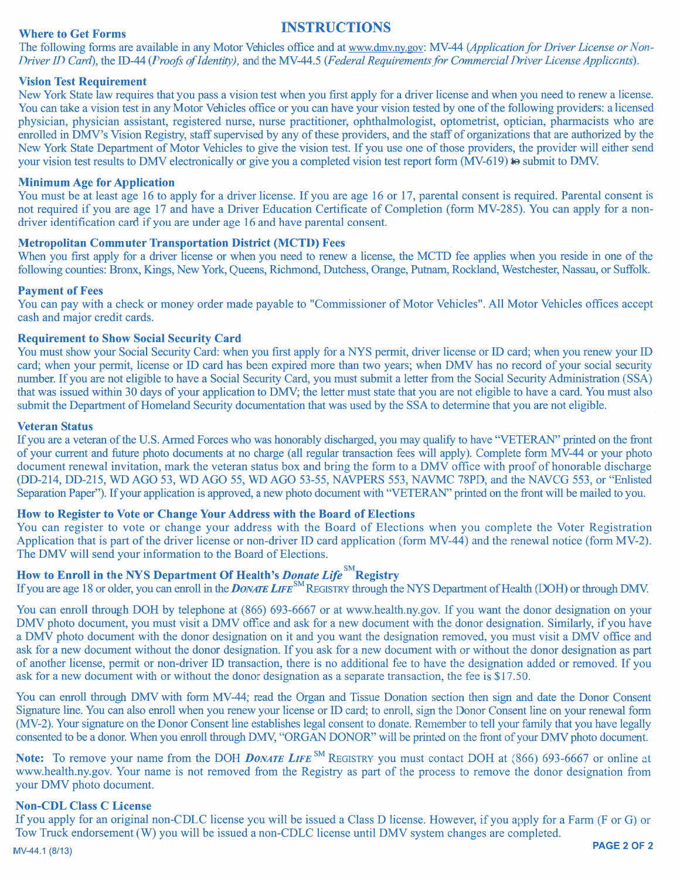# INSTRUCTIONS

### Where to Get Forms

The following forms are available in any Motor Vehicles office and at www.dmv.ny.gov: MV-44 (*Application for Driver License or Non-Driver ID Card*), the ID-44 (*Proofs of Identity*), and the MV-44.5 (*Federal Requirements for Commercial Driver License Applicants*).

### Vision Test Requirement

New York State law requires that you pass a vision test when you first apply for a driver license and when you need to renew a license. You can take a vision test in any Motor Vehicles office or you can have your vision tested by one of the following providers: a licensed physician, physician assistant, registered nurse, nurse practitioner, ophthalmologist, optometrist, optician, pharmacists who are enrolled in DMV's Vision Registry, staff supervised by any of these providers, and the staff of organizations that are authorized by the New York State Department of Motor Vehicles to give the vision test. If you use one of those providers, the provider will either send your vision test results to DMV electronically or give you a completed vision test report form (MV-619) to submit to DMV.

### Minimum Age for Application

You must be at least age 16 to apply for a driver license. If you are age 16 or 17, parental consent is required. Parental consent is not required if you are age 17 and have a Driver Education Certificate of Completion (form MV-285). You can apply for a non-driver identification card if you are under age 16 and have parental consent.

### Metropolitan Commuter Transportation District (MCTD) Fees

When you first apply for a driver license or when you need to renew a license, the MCTD fee applies when you reside in one of the following counties: Bronx, Kings, New York, Queens, Richmond, Dutchess, Orange, Putnam, Rockland, Westchester, Nassau, or Suffolk.

### Payment of Fees

You can pay with a check or money order made payable to "Commissioner of Motor Vehicles". All Motor Vehicles offices accept cash and major credit cards.

### Requirement to Show Social Security Card

You must show your Social Security Card: when you first apply for a NYS permit, driver license or ID card; when you renew your ID card; when your permit, license or ID card has been expired more than two years; when DMV has no record of your social security number. If you are not eligible to have a Social Security Card, you must submit a letter from the Social Security Administration (SSA) that was issued within 30 days of your application to DMV; the letter must state that you are not eligible to have a card. You must also submit the Department of Homeland Security documentation that was used by the SSA to determine that you are not eligible.

### Veteran Status

If you are a veteran of the U.S. Armed Forces who was honorably discharged, you may qualify to have "VETERAN" printed on the front of your current and future photo documents at no charge (all regular transaction fees will apply). Complete form MV-44 or your photo document renewal invitation, mark the veteran status box and bring the form to a DMV office with proof of honorable discharge (DD-214, DD-215, WD AGO 53, WD AGO 55, WD AGO 53-55, NAVPERS 553, NAVMC 78PD, and the NAVCG 553, or "Enlisted Separation Paper"). If your application is approved, a new photo document with "VETERAN" printed on the front will be mailed to you.

### How to Register to Vote or Change Your Address with the Board of Elections

You can register to vote or change your address with the Board of Elections when you complete the Voter Registration Application that is part of the driver license or non-driver ID card application (form MV-44) and the renewal notice (form MV-2). The DMV will send your information to the Board of Elections.

### How to Enroll in the NYS Department Of Health's *Donate Life*℠ Registry

If you are age 18 or older, you can enroll in the ***Donate Life***℠ Registry through the NYS Department of Health (DOH) or through DMV.

You can enroll through DOH by telephone at (866) 693-6667 or at www.health.ny.gov. If you want the donor designation on your DMV photo document, you must visit a DMV office and ask for a new document with the donor designation. Similarly, if you have a DMV photo document with the donor designation on it and you want the designation removed, you must visit a DMV office and ask for a new document without the donor designation. If you ask for a new document with or without the donor designation as part of another license, permit or non-driver ID transaction, there is no additional fee to have the designation added or removed. If you ask for a new document with or without the donor designation as a separate transaction, the fee is $17.50.

You can enroll through DMV with form MV-44; read the Organ and Tissue Donation section then sign and date the Donor Consent Signature line. You can also enroll when you renew your license or ID card; to enroll, sign the Donor Consent line on your renewal form (MV-2). Your signature on the Donor Consent line establishes legal consent to donate. Remember to tell your family that you have legally consented to be a donor. When you enroll through DMV, "ORGAN DONOR" will be printed on the front of your DMV photo document.

**Note:** To remove your name from the DOH ***Donate Life***℠ Registry you must contact DOH at (866) 693-6667 or online at www.health.ny.gov. Your name is not removed from the Registry as part of the process to remove the donor designation from your DMV photo document.

### Non-CDL Class C License

If you apply for an original non-CDLC license you will be issued a Class D license. However, if you apply for a Farm (F or G) or Tow Truck endorsement (W) you will be issued a non-CDLC license until DMV system changes are completed.

MV-44.1 (8/13)